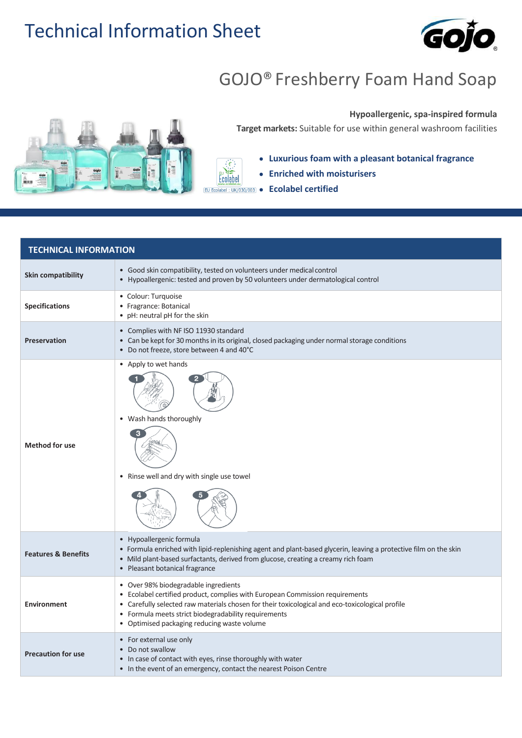# Technical Information Sheet

## GOJO® Freshberry Foam Hand Soap

**Hypoallergenic, spa-inspired formula**

**Target markets:** Suitable for use within general washroom facilities

EU Ecolabel : UK/030/003

- **Luxurious foam with a pleasant botanical fragrance**
- **Enriched with moisturisers**
- **Ecolabel certified**

| TECHNICAL INFORMATION | |
|---|---|
| **Skin compatibility** | • Good skin compatibility, tested on volunteers under medical control<br>• Hypoallergenic: tested and proven by 50 volunteers under dermatological control |
| **Specifications** | • Colour: Turquoise<br>• Fragrance: Botanical<br>• pH: neutral pH for the skin |
| **Preservation** | • Complies with NF ISO 11930 standard<br>• Can be kept for 30 months in its original, closed packaging under normal storage conditions<br>• Do not freeze, store between 4 and 40°C |
| **Method for use** | • Apply to wet hands<br>• Wash hands thoroughly<br>• Rinse well and dry with single use towel |
| **Features & Benefits** | • Hypoallergenic formula<br>• Formula enriched with lipid-replenishing agent and plant-based glycerin, leaving a protective film on the skin<br>• Mild plant-based surfactants, derived from glucose, creating a creamy rich foam<br>• Pleasant botanical fragrance |
| **Environment** | • Over 98% biodegradable ingredients<br>• Ecolabel certified product, complies with European Commission requirements<br>• Carefully selected raw materials chosen for their toxicological and eco-toxicological profile<br>• Formula meets strict biodegradability requirements<br>• Optimised packaging reducing waste volume |
| **Precaution for use** | • For external use only<br>• Do not swallow<br>• In case of contact with eyes, rinse thoroughly with water<br>• In the event of an emergency, contact the nearest Poison Centre |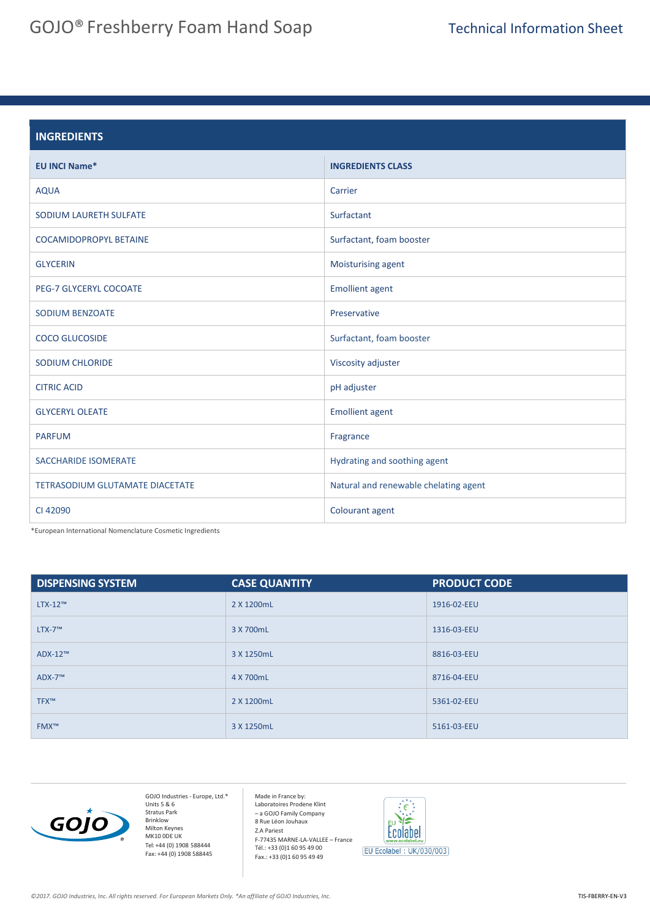## INGREDIENTS

| EU INCI Name* | INGREDIENTS CLASS |
| --- | --- |
| AQUA | Carrier |
| SODIUM LAURETH SULFATE | Surfactant |
| COCAMIDOPROPYL BETAINE | Surfactant, foam booster |
| GLYCERIN | Moisturising agent |
| PEG-7 GLYCERYL COCOATE | Emollient agent |
| SODIUM BENZOATE | Preservative |
| COCO GLUCOSIDE | Surfactant, foam booster |
| SODIUM CHLORIDE | Viscosity adjuster |
| CITRIC ACID | pH adjuster |
| GLYCERYL OLEATE | Emollient agent |
| PARFUM | Fragrance |
| SACCHARIDE ISOMERATE | Hydrating and soothing agent |
| TETRASODIUM GLUTAMATE DIACETATE | Natural and renewable chelating agent |
| CI 42090 | Colourant agent |

*European International Nomenclature Cosmetic Ingredients

| DISPENSING SYSTEM | CASE QUANTITY | PRODUCT CODE |
| --- | --- | --- |
| LTX-12™ | 2 X 1200mL | 1916-02-EEU |
| LTX-7™ | 3 X 700mL | 1316-03-EEU |
| ADX-12™ | 3 X 1250mL | 8816-03-EEU |
| ADX-7™ | 4 X 700mL | 8716-04-EEU |
| TFX™ | 2 X 1200mL | 5361-02-EEU |
| FMX™ | 3 X 1250mL | 5161-03-EEU |

GOJO Industries - Europe, Ltd.*
Units 5 & 6
Stratus Park
Brinklow
Milton Keynes
MK10 0DE UK
Tel: +44 (0) 1908 588444
Fax: +44 (0) 1908 588445

Made in France by:
Laboratoires Prodene Klint
– a GOJO Family Company
8 Rue Léon Jouhaux
Z.A Pariest
F-77435 MARNE-LA-VALLEE – France
Tél.: +33 (0)1 60 95 49 00
Fax.: +33 (0)1 60 95 49 49

EU Ecolabel : UK/030/003

©2017. GOJO Industries, Inc. All rights reserved. For European Markets Only. *An affiliate of GOJO Industries, Inc.

TIS-FBERRY-EN-V3